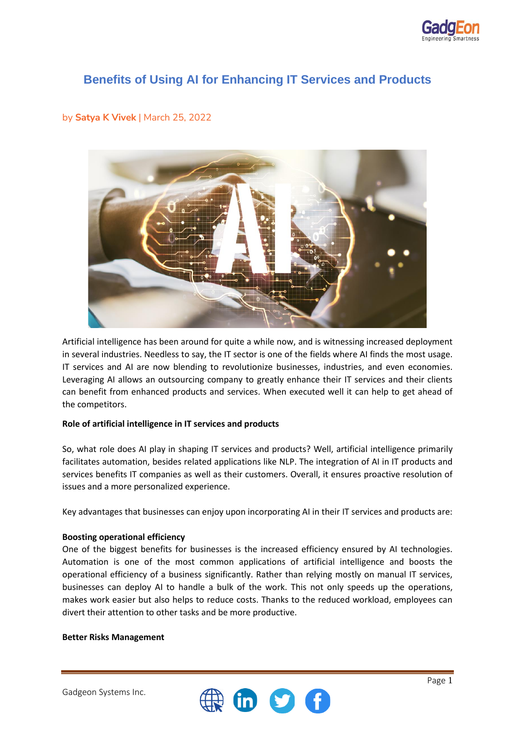# Benefits of Using AI for Enhancing IT Services and Products

by **Satya K Vivek** | March 25, 2022

Artificial intelligence has been around for quite a while now, and is witnessing increased deployment in several industries. Needless to say, the IT sector is one of the fields where AI finds the most usage. IT services and AI are now blending to revolutionize businesses, industries, and even economies. Leveraging AI allows an outsourcing company to greatly enhance their IT services and their clients can benefit from enhanced products and services. When executed well it can help to get ahead of the competitors.

**Role of artificial intelligence in IT services and products**

So, what role does AI play in shaping IT services and products? Well, artificial intelligence primarily facilitates automation, besides related applications like NLP. The integration of AI in IT products and services benefits IT companies as well as their customers. Overall, it ensures proactive resolution of issues and a more personalized experience.

Key advantages that businesses can enjoy upon incorporating AI in their IT services and products are:

**Boosting operational efficiency**

One of the biggest benefits for businesses is the increased efficiency ensured by AI technologies. Automation is one of the most common applications of artificial intelligence and boosts the operational efficiency of a business significantly. Rather than relying mostly on manual IT services, businesses can deploy AI to handle a bulk of the work. This not only speeds up the operations, makes work easier but also helps to reduce costs. Thanks to the reduced workload, employees can divert their attention to other tasks and be more productive.

**Better Risks Management**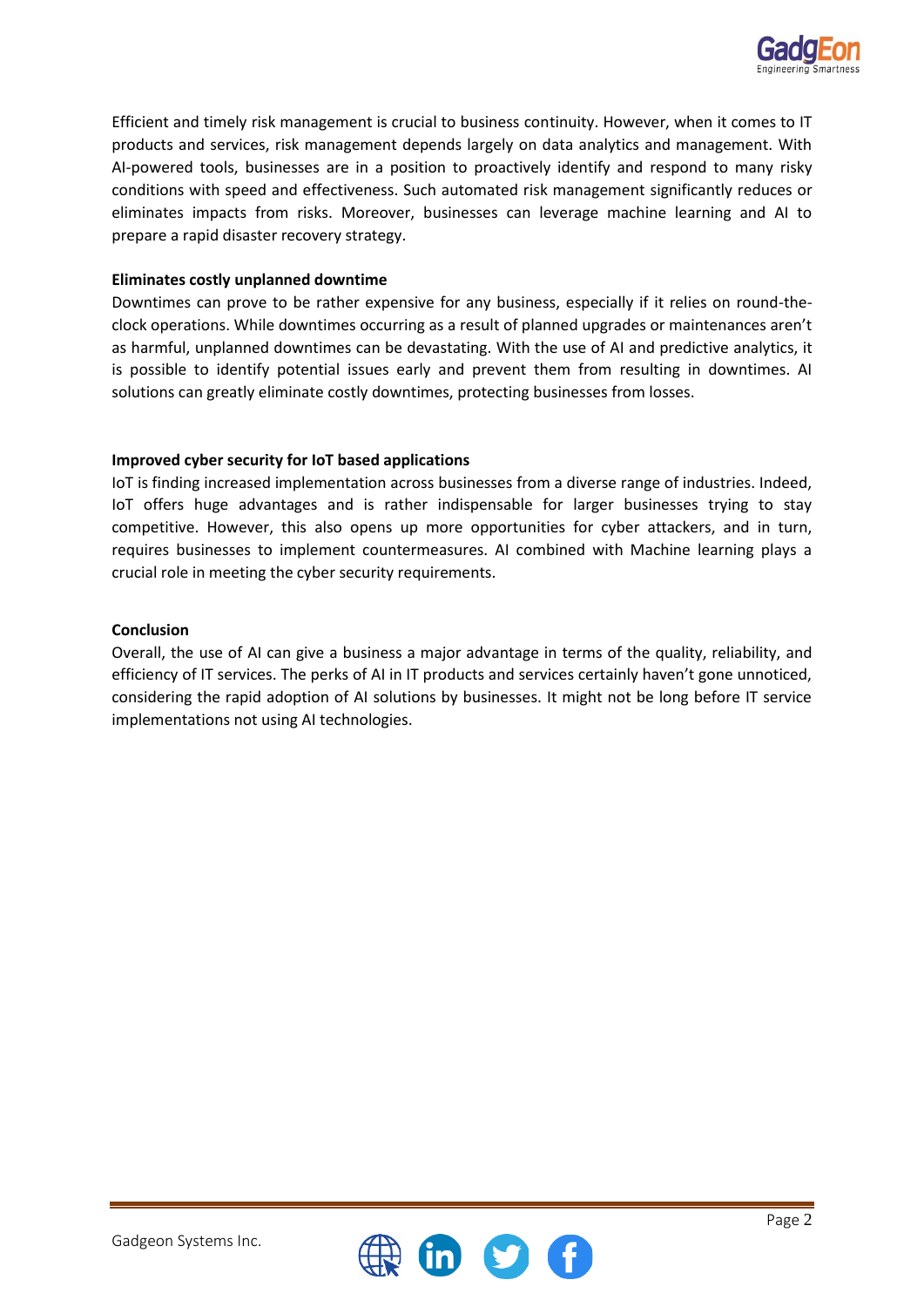Efficient and timely risk management is crucial to business continuity. However, when it comes to IT products and services, risk management depends largely on data analytics and management. With AI-powered tools, businesses are in a position to proactively identify and respond to many risky conditions with speed and effectiveness. Such automated risk management significantly reduces or eliminates impacts from risks. Moreover, businesses can leverage machine learning and AI to prepare a rapid disaster recovery strategy.

**Eliminates costly unplanned downtime**

Downtimes can prove to be rather expensive for any business, especially if it relies on round-the-clock operations. While downtimes occurring as a result of planned upgrades or maintenances aren't as harmful, unplanned downtimes can be devastating. With the use of AI and predictive analytics, it is possible to identify potential issues early and prevent them from resulting in downtimes. AI solutions can greatly eliminate costly downtimes, protecting businesses from losses.

**Improved cyber security for IoT based applications**

IoT is finding increased implementation across businesses from a diverse range of industries. Indeed, IoT offers huge advantages and is rather indispensable for larger businesses trying to stay competitive. However, this also opens up more opportunities for cyber attackers, and in turn, requires businesses to implement countermeasures. AI combined with Machine learning plays a crucial role in meeting the cyber security requirements.

**Conclusion**

Overall, the use of AI can give a business a major advantage in terms of the quality, reliability, and efficiency of IT services. The perks of AI in IT products and services certainly haven't gone unnoticed, considering the rapid adoption of AI solutions by businesses. It might not be long before IT service implementations not using AI technologies.